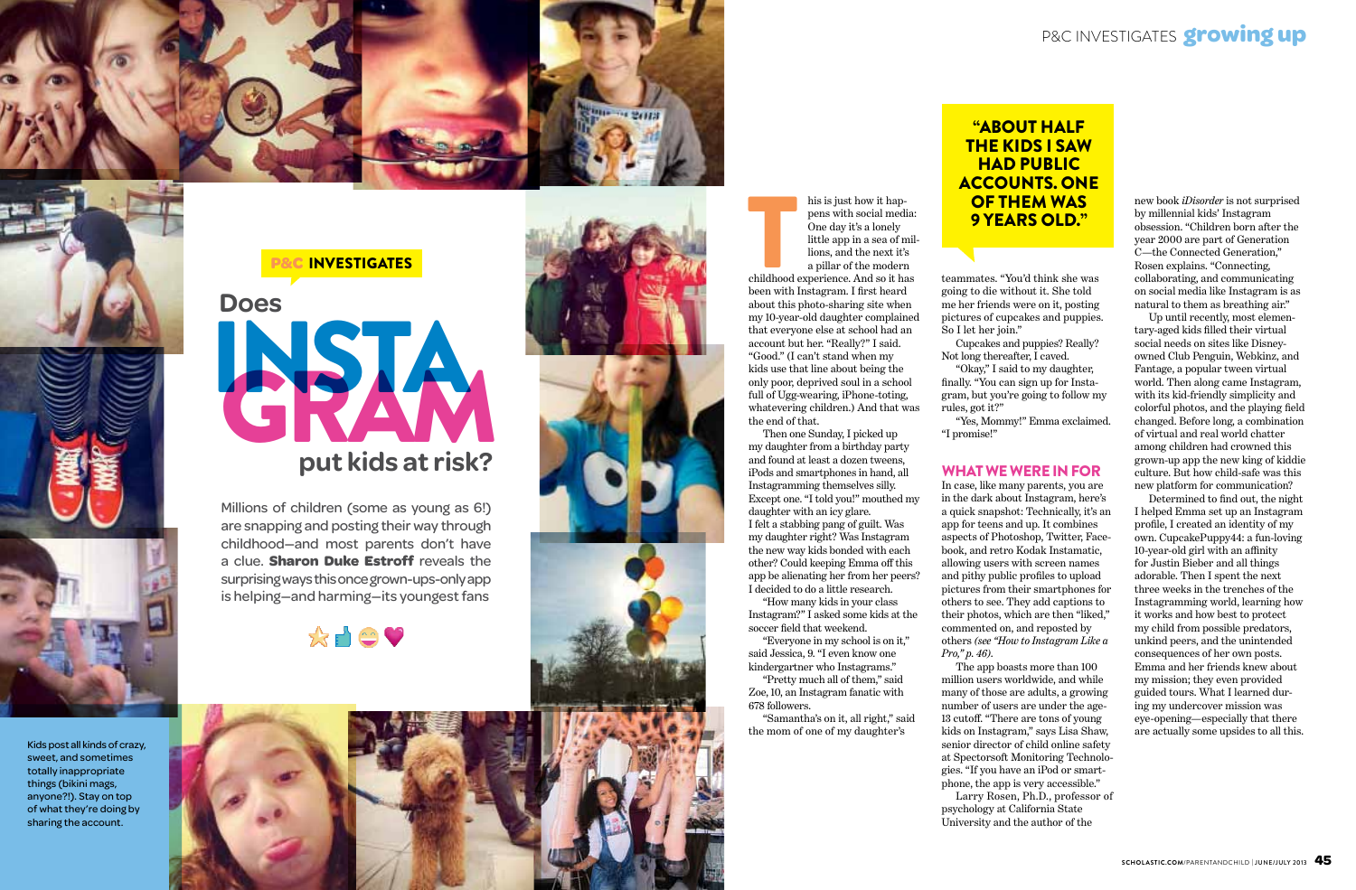P&C INVESTIGATES

# Does INSTAGRAM put kids at risk?

Millions of children (some as young as 6!) are snapping and posting their way through childhood—and most parents don't have a clue. **Sharon Duke Estroff** reveals the surprising ways this once grown-ups-only app is helping—and harming—its youngest fans

Kids post all kinds of crazy, sweet, and sometimes totally inappropriate things (bikini mags, anyone?!). Stay on top of what they're doing by sharing the account.

This is just how it happens with social media: One day it's a lonely little app in a sea of millions, and the next it's a pillar of the modern childhood experience. And so it has been with Instagram. I first heard about this photo-sharing site when my 10-year-old daughter complained that everyone else at school had an account but her. "Really?" I said. "Good." (I can't stand when my kids use that line about being the only poor, deprived soul in a school full of Ugg-wearing, iPhone-toting, whatevering children.) And that was the end of that.

Then one Sunday, I picked up my daughter from a birthday party and found at least a dozen tweens, iPods and smartphones in hand, all Instagramming themselves silly. Except one. "I told you!" mouthed my daughter with an icy glare. I felt a stabbing pang of guilt. Was my daughter right? Was Instagram the new way kids bonded with each other? Could keeping Emma off this app be alienating her from her peers? I decided to do a little research.

"How many kids in your class Instagram?" I asked some kids at the soccer field that weekend.

"Everyone in my school is on it," said Jessica, 9. "I even know one kindergartner who Instagrams."

"Pretty much all of them," said Zoe, 10, an Instagram fanatic with 678 followers.

"Samantha's on it, all right," said the mom of one of my daughter's teammates. "You'd think she was going to die without it. She told me her friends were on it, posting pictures of cupcakes and puppies. So I let her join."

Cupcakes and puppies? Really? Not long thereafter, I caved.

"Okay," I said to my daughter, finally. "You can sign up for Instagram, but you're going to follow my rules, got it?"

"Yes, Mommy!" Emma exclaimed. "I promise!"

> "ABOUT HALF THE KIDS I SAW HAD PUBLIC ACCOUNTS. ONE OF THEM WAS 9 YEARS OLD."

## WHAT WE WERE IN FOR

In case, like many parents, you are in the dark about Instagram, here's a quick snapshot: Technically, it's an app for teens and up. It combines aspects of Photoshop, Twitter, Facebook, and retro Kodak Instamatic, allowing users with screen names and pithy public profiles to upload pictures from their smartphones for others to see. They add captions to their photos, which are then "liked," commented on, and reposted by others *(see "How to Instagram Like a Pro," p. 46)*.

The app boasts more than 100 million users worldwide, and while many of those are adults, a growing number of users are under the age-13 cutoff. "There are tons of young kids on Instagram," says Lisa Shaw, senior director of child online safety at Spectorsoft Monitoring Technologies. "If you have an iPod or smartphone, the app is very accessible."

Larry Rosen, Ph.D., professor of psychology at California State University and the author of the new book *iDisorder* is not surprised by millennial kids' Instagram obsession. "Children born after the year 2000 are part of Generation C—the Connected Generation," Rosen explains. "Connecting, collaborating, and communicating on social media like Instagram is as natural to them as breathing air."

Up until recently, most elementary-aged kids filled their virtual social needs on sites like Disney-owned Club Penguin, Webkinz, and Fantage, a popular tween virtual world. Then along came Instagram, with its kid-friendly simplicity and colorful photos, and the playing field changed. Before long, a combination of virtual and real world chatter among children had crowned this grown-up app the new king of kiddie culture. But how child-safe was this new platform for communication?

Determined to find out, the night I helped Emma set up an Instagram profile, I created an identity of my own. CupcakePuppy44: a fun-loving 10-year-old girl with an affinity for Justin Bieber and all things adorable. Then I spent the next three weeks in the trenches of the Instagramming world, learning how it works and how best to protect my child from possible predators, unkind peers, and the unintended consequences of her own posts. Emma and her friends knew about my mission; they even provided guided tours. What I learned during my undercover mission was eye-opening—especially that there are actually some upsides to all this.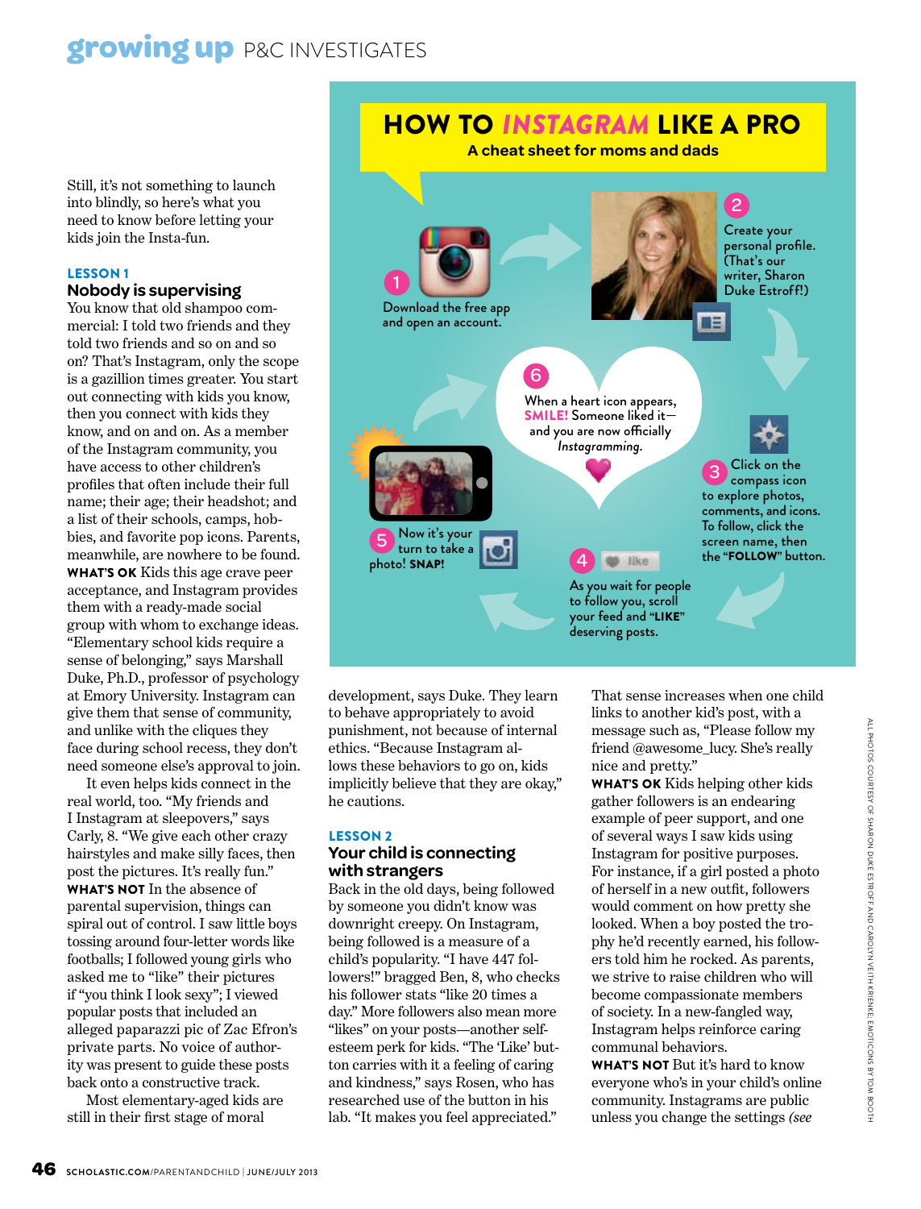Still, it's not something to launch into blindly, so here's what you need to know before letting your kids join the Insta-fun.

## HOW TO INSTAGRAM LIKE A PRO

### A cheat sheet for moms and dads

1. Download the free app and open an account.
2. Create your personal profile. (That's our writer, Sharon Duke Estroff!)
3. Click on the compass icon to explore photos, comments, and icons. To follow, click the screen name, then the **"FOLLOW"** button.
4. As you wait for people to follow you, scroll your feed and **"LIKE"** deserving posts.
5. Now it's your turn to take a photo! **SNAP!**
6. When a heart icon appears, **SMILE!** Someone liked it—and you are now officially *Instagramming*.

**LESSON 1**

### Nobody is supervising

You know that old shampoo commercial: I told two friends and they told two friends and so on and so on? That's Instagram, only the scope is a gazillion times greater. You start out connecting with kids you know, then you connect with kids they know, and on and on. As a member of the Instagram community, you have access to other children's profiles that often include their full name; their age; their headshot; and a list of their schools, camps, hobbies, and favorite pop icons. Parents, meanwhile, are nowhere to be found.

**WHAT'S OK** Kids this age crave peer acceptance, and Instagram provides them with a ready-made social group with whom to exchange ideas. "Elementary school kids require a sense of belonging," says Marshall Duke, Ph.D., professor of psychology at Emory University. Instagram can give them that sense of community, and unlike with the cliques they face during school recess, they don't need someone else's approval to join.

It even helps kids connect in the real world, too. "My friends and I Instagram at sleepovers," says Carly, 8. "We give each other crazy hairstyles and make silly faces, then post the pictures. It's really fun."

**WHAT'S NOT** In the absence of parental supervision, things can spiral out of control. I saw little boys tossing around four-letter words like footballs; I followed young girls who asked me to "like" their pictures if "you think I look sexy"; I viewed popular posts that included an alleged paparazzi pic of Zac Efron's private parts. No voice of authority was present to guide these posts back onto a constructive track.

Most elementary-aged kids are still in their first stage of moral development, says Duke. They learn to behave appropriately to avoid punishment, not because of internal ethics. "Because Instagram allows these behaviors to go on, kids implicitly believe that they are okay," he cautions.

**LESSON 2**

### Your child is connecting with strangers

Back in the old days, being followed by someone you didn't know was downright creepy. On Instagram, being followed is a measure of a child's popularity. "I have 447 followers!" bragged Ben, 8, who checks his follower stats "like 20 times a day." More followers also mean more "likes" on your posts—another self-esteem perk for kids. "The 'Like' button carries with it a feeling of caring and kindness," says Rosen, who has researched use of the button in his lab. "It makes you feel appreciated." That sense increases when one child links to another kid's post, with a message such as, "Please follow my friend @awesome_lucy. She's really nice and pretty."

**WHAT'S OK** Kids helping other kids gather followers is an endearing example of peer support, and one of several ways I saw kids using Instagram for positive purposes. For instance, if a girl posted a photo of herself in a new outfit, followers would comment on how pretty she looked. When a boy posted the trophy he'd recently earned, his followers told him he rocked. As parents, we strive to raise children who will become compassionate members of society. In a new-fangled way, Instagram helps reinforce caring communal behaviors.

**WHAT'S NOT** But it's hard to know everyone who's in your child's online community. Instagrams are public unless you change the settings *(see*

ALL PHOTOS COURTESY OF SHARON DUKE ESTROFF AND CAROLYN VEITH KRIENKE; EMOTICONS BY TOM BOOTH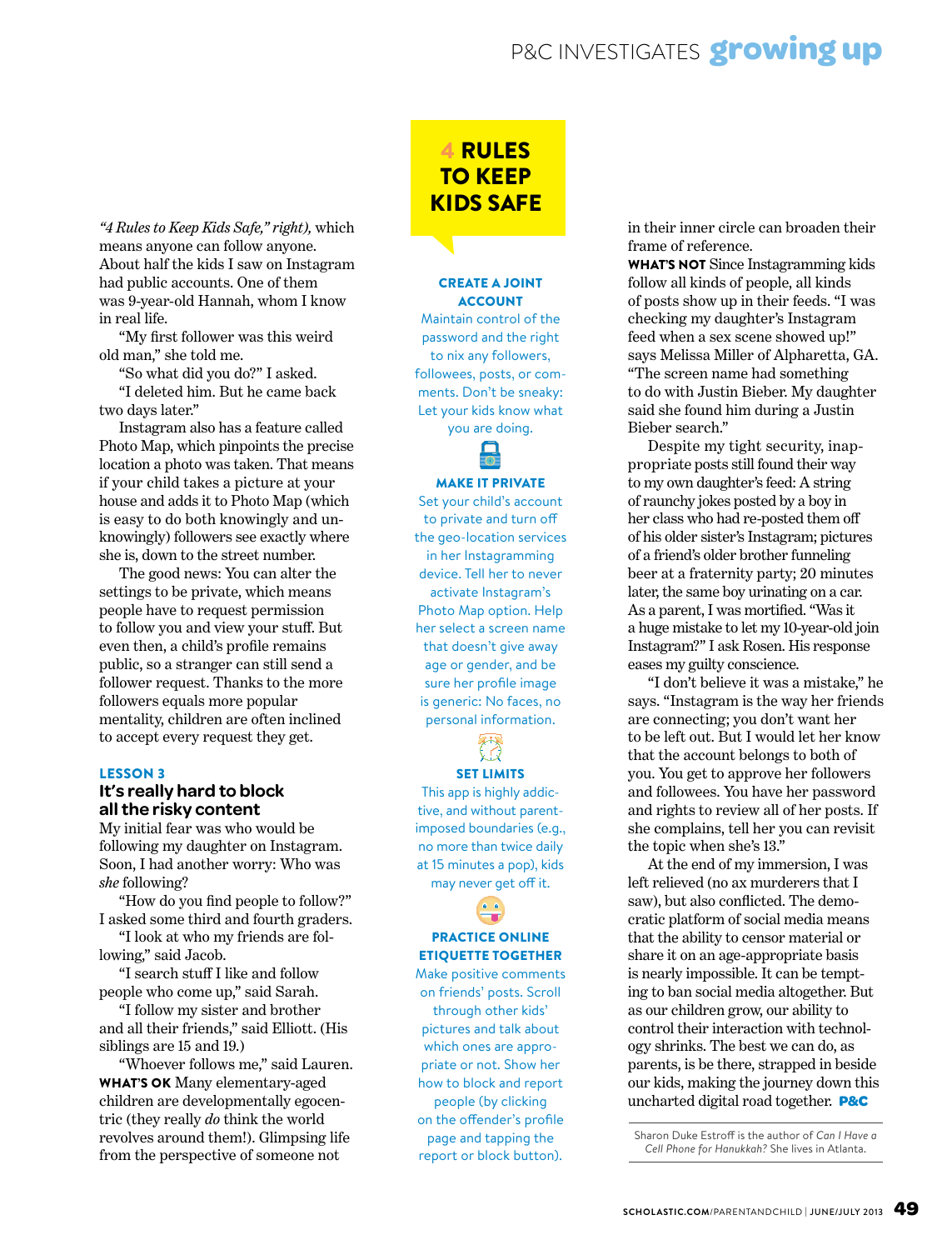"4 Rules to Keep Kids Safe," right), which means anyone can follow anyone. About half the kids I saw on Instagram had public accounts. One of them was 9-year-old Hannah, whom I know in real life.

"My first follower was this weird old man," she told me.

"So what did you do?" I asked.

"I deleted him. But he came back two days later."

Instagram also has a feature called Photo Map, which pinpoints the precise location a photo was taken. That means if your child takes a picture at your house and adds it to Photo Map (which is easy to do both knowingly and unknowingly) followers see exactly where she is, down to the street number.

The good news: You can alter the settings to be private, which means people have to request permission to follow you and view your stuff. But even then, a child's profile remains public, so a stranger can still send a follower request. Thanks to the more followers equals more popular mentality, children are often inclined to accept every request they get.

### LESSON 3
## It's really hard to block all the risky content

My initial fear was who would be following my daughter on Instagram. Soon, I had another worry: Who was *she* following?

"How do you find people to follow?" I asked some third and fourth graders.

"I look at who my friends are following," said Jacob.

"I search stuff I like and follow people who come up," said Sarah.

"I follow my sister and brother and all their friends," said Elliott. (His siblings are 15 and 19.)

"Whoever follows me," said Lauren.

**WHAT'S OK** Many elementary-aged children are developmentally egocentric (they really *do* think the world revolves around them!). Glimpsing life from the perspective of someone not in their inner circle can broaden their frame of reference.

**WHAT'S NOT** Since Instagramming kids follow all kinds of people, all kinds of posts show up in their feeds. "I was checking my daughter's Instagram feed when a sex scene showed up!" says Melissa Miller of Alpharetta, GA. "The screen name had something to do with Justin Bieber. My daughter said she found him during a Justin Bieber search."

Despite my tight security, inappropriate posts still found their way to my own daughter's feed: A string of raunchy jokes posted by a boy in her class who had re-posted them off of his older sister's Instagram; pictures of a friend's older brother funneling beer at a fraternity party; 20 minutes later, the same boy urinating on a car. As a parent, I was mortified. "Was it a huge mistake to let my 10-year-old join Instagram?" I ask Rosen. His response eases my guilty conscience.

"I don't believe it was a mistake," he says. "Instagram is the way her friends are connecting; you don't want her to be left out. But I would let her know that the account belongs to both of you. You get to approve her followers and followees. You have her password and rights to review all of her posts. If she complains, tell her you can revisit the topic when she's 13."

At the end of my immersion, I was left relieved (no ax murderers that I saw), but also conflicted. The democratic platform of social media means that the ability to censor material or share it on an age-appropriate basis is nearly impossible. It can be tempting to ban social media altogether. But as our children grow, our ability to control their interaction with technology shrinks. The best we can do, as parents, is be there, strapped in beside our kids, making the journey down this uncharted digital road together. **P&C**

*Sharon Duke Estroff is the author of Can I Have a Cell Phone for Hanukkah? She lives in Atlanta.*

---

## 4 RULES TO KEEP KIDS SAFE

**CREATE A JOINT ACCOUNT**
Maintain control of the password and the right to nix any followers, followees, posts, or comments. Don't be sneaky: Let your kids know what you are doing.

**MAKE IT PRIVATE**
Set your child's account to private and turn off the geo-location services in her Instagramming device. Tell her to never activate Instagram's Photo Map option. Help her select a screen name that doesn't give away age or gender, and be sure her profile image is generic: No faces, no personal information.

**SET LIMITS**
This app is highly addictive, and without parent-imposed boundaries (e.g., no more than twice daily at 15 minutes a pop), kids may never get off it.

**PRACTICE ONLINE ETIQUETTE TOGETHER**
Make positive comments on friends' posts. Scroll through other kids' pictures and talk about which ones are appropriate or not. Show her how to block and report people (by clicking on the offender's profile page and tapping the report or block button).